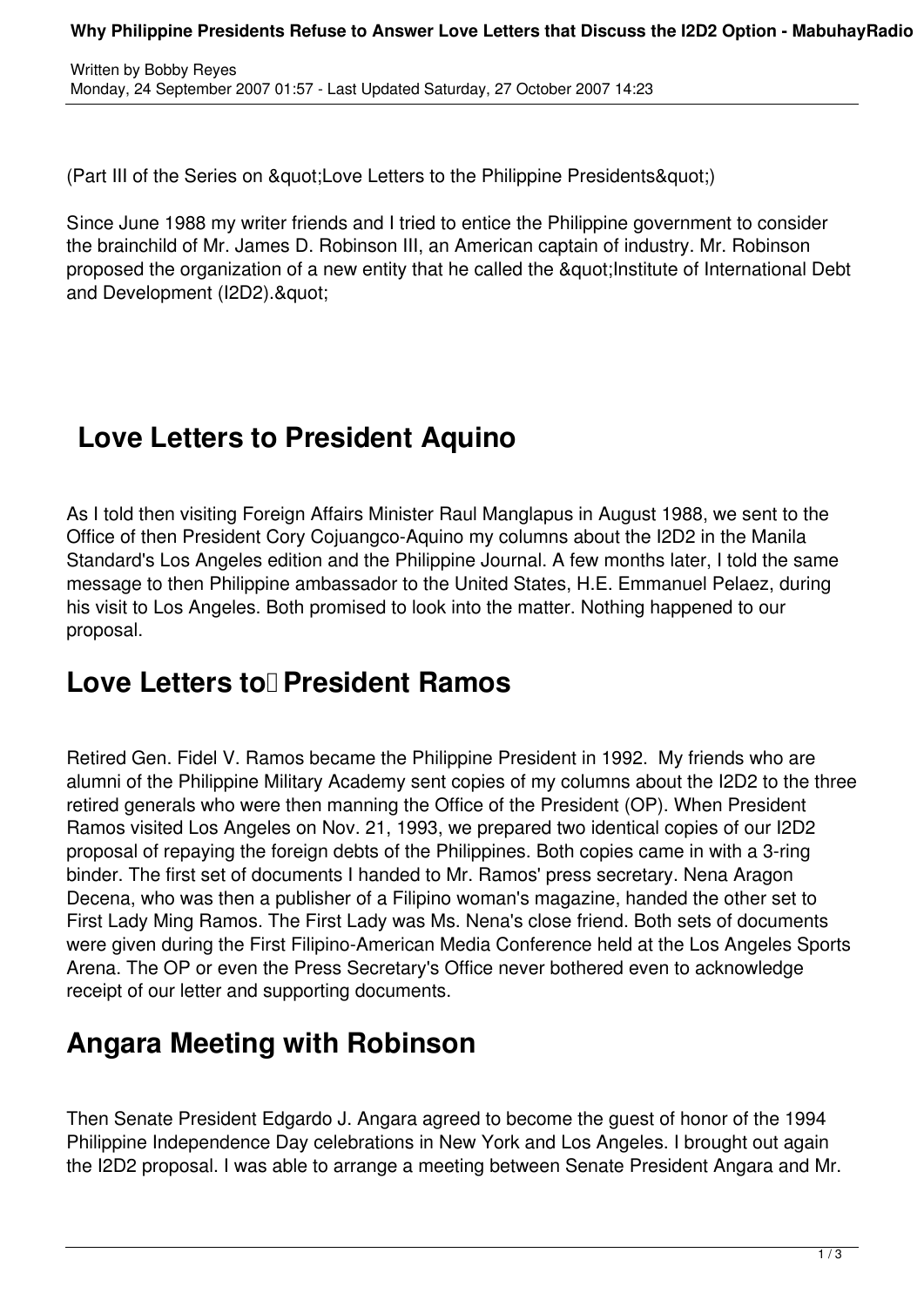Written by Bobby Reyes
Monday, 24 September 2007 01:57 - Last Updated Saturday, 27 October 2007 14:23

(Part III of the Series on &quot;Love Letters to the Philippine Presidents&quot;)

Since June 1988 my writer friends and I tried to entice the Philippine government to consider the brainchild of Mr. James D. Robinson III, an American captain of industry. Mr. Robinson proposed the organization of a new entity that he called the &quot;Institute of International Debt and Development (I2D2).&quot;

## Love Letters to President Aquino

As I told then visiting Foreign Affairs Minister Raul Manglapus in August 1988, we sent to the Office of then President Cory Cojuangco-Aquino my columns about the I2D2 in the Manila Standard's Los Angeles edition and the Philippine Journal. A few months later, I told the same message to then Philippine ambassador to the United States, H.E. Emmanuel Pelaez, during his visit to Los Angeles. Both promised to look into the matter. Nothing happened to our proposal.

## Love Letters to President Ramos

Retired Gen. Fidel V. Ramos became the Philippine President in 1992. My friends who are alumni of the Philippine Military Academy sent copies of my columns about the I2D2 to the three retired generals who were then manning the Office of the President (OP). When President Ramos visited Los Angeles on Nov. 21, 1993, we prepared two identical copies of our I2D2 proposal of repaying the foreign debts of the Philippines. Both copies came in with a 3-ring binder. The first set of documents I handed to Mr. Ramos' press secretary. Nena Aragon Decena, who was then a publisher of a Filipino woman's magazine, handed the other set to First Lady Ming Ramos. The First Lady was Ms. Nena's close friend. Both sets of documents were given during the First Filipino-American Media Conference held at the Los Angeles Sports Arena. The OP or even the Press Secretary's Office never bothered even to acknowledge receipt of our letter and supporting documents.

## Angara Meeting with Robinson

Then Senate President Edgardo J. Angara agreed to become the guest of honor of the 1994 Philippine Independence Day celebrations in New York and Los Angeles. I brought out again the I2D2 proposal. I was able to arrange a meeting between Senate President Angara and Mr.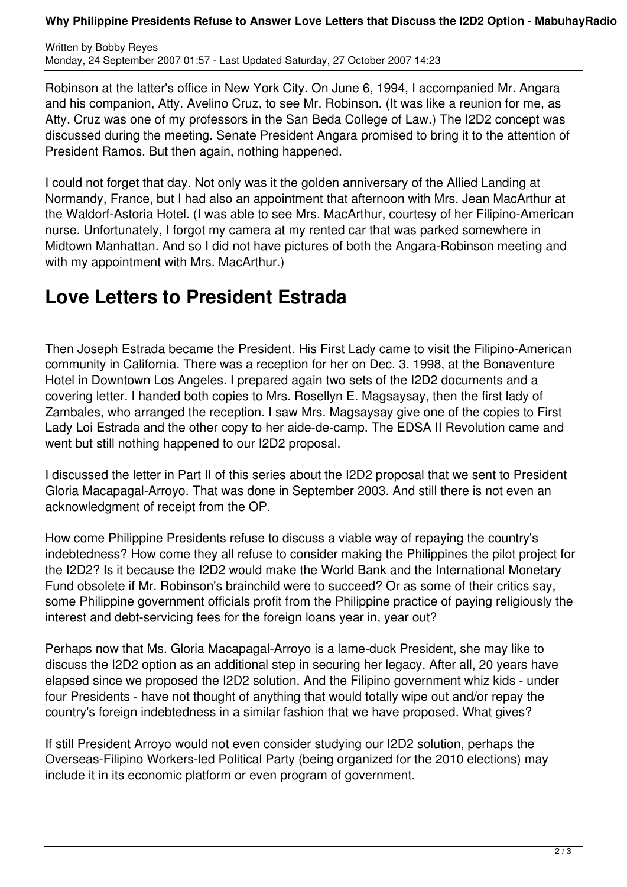Robinson at the latter's office in New York City. On June 6, 1994, I accompanied Mr. Angara and his companion, Atty. Avelino Cruz, to see Mr. Robinson. (It was like a reunion for me, as Atty. Cruz was one of my professors in the San Beda College of Law.) The I2D2 concept was discussed during the meeting. Senate President Angara promised to bring it to the attention of President Ramos. But then again, nothing happened.

I could not forget that day. Not only was it the golden anniversary of the Allied Landing at Normandy, France, but I had also an appointment that afternoon with Mrs. Jean MacArthur at the Waldorf-Astoria Hotel. (I was able to see Mrs. MacArthur, courtesy of her Filipino-American nurse. Unfortunately, I forgot my camera at my rented car that was parked somewhere in Midtown Manhattan. And so I did not have pictures of both the Angara-Robinson meeting and with my appointment with Mrs. MacArthur.)

## Love Letters to President Estrada

Then Joseph Estrada became the President. His First Lady came to visit the Filipino-American community in California. There was a reception for her on Dec. 3, 1998, at the Bonaventure Hotel in Downtown Los Angeles. I prepared again two sets of the I2D2 documents and a covering letter. I handed both copies to Mrs. Rosellyn E. Magsaysay, then the first lady of Zambales, who arranged the reception. I saw Mrs. Magsaysay give one of the copies to First Lady Loi Estrada and the other copy to her aide-de-camp. The EDSA II Revolution came and went but still nothing happened to our I2D2 proposal.

I discussed the letter in Part II of this series about the I2D2 proposal that we sent to President Gloria Macapagal-Arroyo. That was done in September 2003. And still there is not even an acknowledgment of receipt from the OP.

How come Philippine Presidents refuse to discuss a viable way of repaying the country's indebtedness? How come they all refuse to consider making the Philippines the pilot project for the I2D2? Is it because the I2D2 would make the World Bank and the International Monetary Fund obsolete if Mr. Robinson's brainchild were to succeed? Or as some of their critics say, some Philippine government officials profit from the Philippine practice of paying religiously the interest and debt-servicing fees for the foreign loans year in, year out?

Perhaps now that Ms. Gloria Macapagal-Arroyo is a lame-duck President, she may like to discuss the I2D2 option as an additional step in securing her legacy. After all, 20 years have elapsed since we proposed the I2D2 solution. And the Filipino government whiz kids - under four Presidents - have not thought of anything that would totally wipe out and/or repay the country's foreign indebtedness in a similar fashion that we have proposed. What gives?

If still President Arroyo would not even consider studying our I2D2 solution, perhaps the Overseas-Filipino Workers-led Political Party (being organized for the 2010 elections) may include it in its economic platform or even program of government.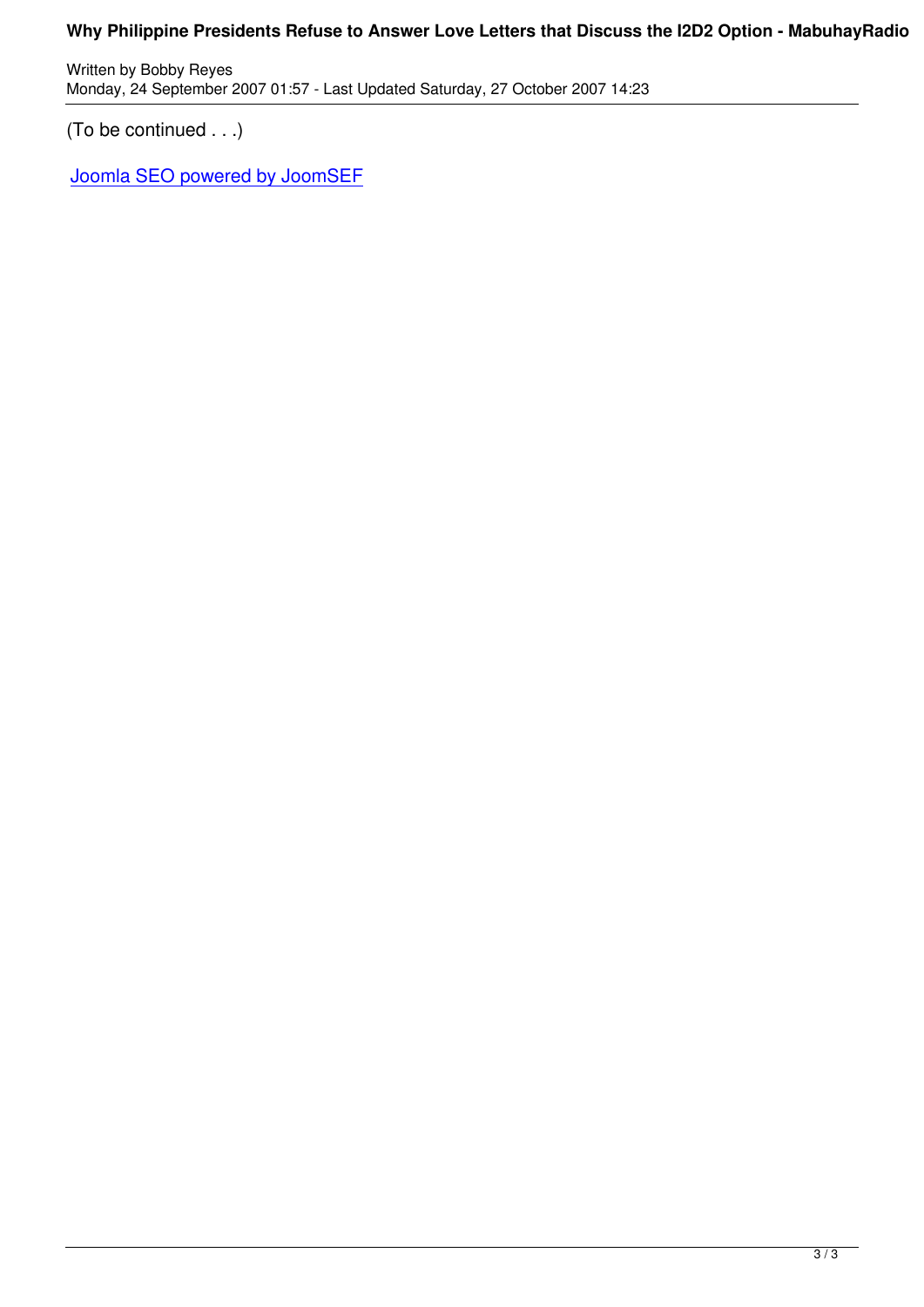(To be continued . . .)

[Joomla SEO powered by JoomSEF]